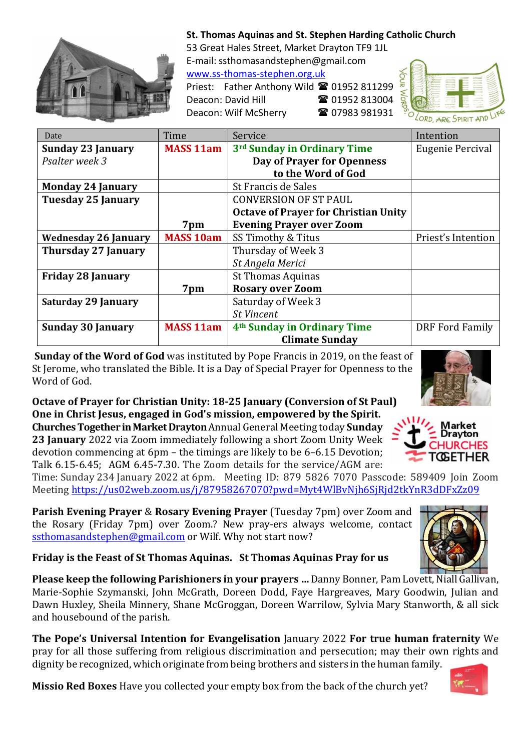**St. Thomas Aquinas and St. Stephen Harding Catholic Church**
53 Great Hales Street, Market Drayton TF9 1JL
E-mail: ssthomasandstephen@gmail.com
www.ss-thomas-stephen.org.uk
Priest: Father Anthony Wild ☎ 01952 811299
Deacon: David Hill ☎ 01952 813004
Deacon: Wilf McSherry ☎ 07983 981931

Your Words, O Lord, are Spirit and Life

| Date | Time | Service | Intention |
|---|---|---|---|
| **Sunday 23 January** *Psalter week 3* | **MASS 11am** | **3rd Sunday in Ordinary Time** **Day of Prayer for Openness to the Word of God** | Eugenie Percival |
| **Monday 24 January** | | St Francis de Sales | |
| **Tuesday 25 January** | 7pm | CONVERSION OF ST PAUL **Octave of Prayer for Christian Unity** **Evening Prayer over Zoom** | |
| **Wednesday 26 January** | **MASS 10am** | SS Timothy & Titus | Priest's Intention |
| **Thursday 27 January** | | Thursday of Week 3 *St Angela Merici* | |
| **Friday 28 January** | 7pm | St Thomas Aquinas **Rosary over Zoom** | |
| **Saturday 29 January** | | Saturday of Week 3 *St Vincent* | |
| **Sunday 30 January** | **MASS 11am** | **4th Sunday in Ordinary Time** **Climate Sunday** | DRF Ford Family |

**Sunday of the Word of God** was instituted by Pope Francis in 2019, on the feast of St Jerome, who translated the Bible. It is a Day of Special Prayer for Openness to the Word of God.

**Octave of Prayer for Christian Unity: 18-25 January (Conversion of St Paul)**
**One in Christ Jesus, engaged in God's mission, empowered by the Spirit.**
**Churches Together in Market Drayton** Annual General Meeting today **Sunday 23 January** 2022 via Zoom immediately following a short Zoom Unity Week devotion commencing at 6pm – the timings are likely to be 6–6.15 Devotion; Talk 6.15-6.45; AGM 6.45-7.30. The Zoom details for the service/AGM are: Time: Sunday 234 January 2022 at 6pm. Meeting ID: 879 5826 7070 Passcode: 589409 Join Zoom Meeting https://us02web.zoom.us/j/87958267070?pwd=Myt4WlBvNjh6SjRjd2tkYnR3dDFxZz09

Market Drayton Churches Together

**Parish Evening Prayer** & **Rosary Evening Prayer** (Tuesday 7pm) over Zoom and the Rosary (Friday 7pm) over Zoom.? New pray-ers always welcome, contact ssthomasandstephen@gmail.com or Wilf. Why not start now?

**Friday is the Feast of St Thomas Aquinas. St Thomas Aquinas Pray for us**

**Please keep the following Parishioners in your prayers ...** Danny Bonner, Pam Lovett, Niall Gallivan, Marie-Sophie Szymanski, John McGrath, Doreen Dodd, Faye Hargreaves, Mary Goodwin, Julian and Dawn Huxley, Sheila Minnery, Shane McGroggan, Doreen Warrilow, Sylvia Mary Stanworth, & all sick and housebound of the parish.

**The Pope's Universal Intention for Evangelisation** January 2022 **For true human fraternity** We pray for all those suffering from religious discrimination and persecution; may their own rights and dignity be recognized, which originate from being brothers and sisters in the human family.

**Missio Red Boxes** Have you collected your empty box from the back of the church yet?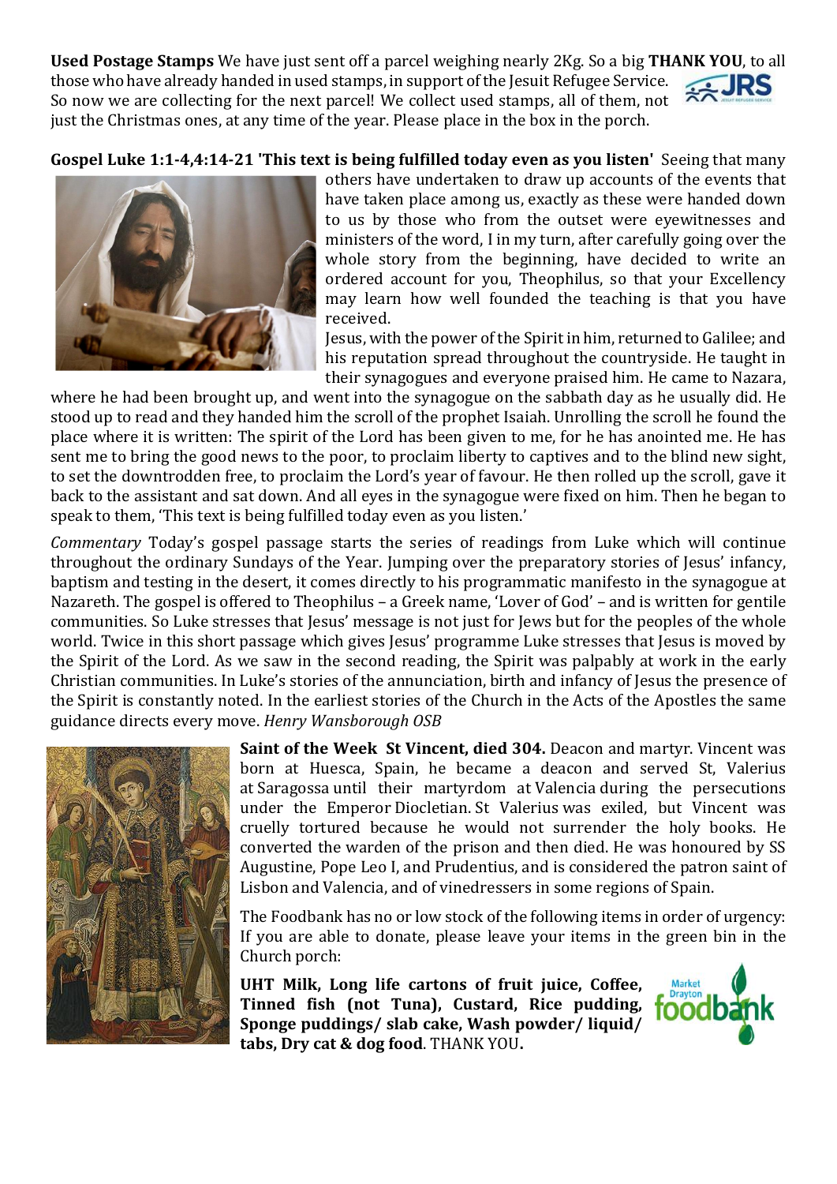**Used Postage Stamps** We have just sent off a parcel weighing nearly 2Kg. So a big **THANK YOU**, to all those who have already handed in used stamps, in support of the Jesuit Refugee Service. So now we are collecting for the next parcel! We collect used stamps, all of them, not just the Christmas ones, at any time of the year. Please place in the box in the porch.

**Gospel Luke 1:1-4,4:14-21 'This text is being fulfilled today even as you listen'** Seeing that many others have undertaken to draw up accounts of the events that have taken place among us, exactly as these were handed down to us by those who from the outset were eyewitnesses and ministers of the word, I in my turn, after carefully going over the whole story from the beginning, have decided to write an ordered account for you, Theophilus, so that your Excellency may learn how well founded the teaching is that you have received.

Jesus, with the power of the Spirit in him, returned to Galilee; and his reputation spread throughout the countryside. He taught in their synagogues and everyone praised him. He came to Nazara, where he had been brought up, and went into the synagogue on the sabbath day as he usually did. He stood up to read and they handed him the scroll of the prophet Isaiah. Unrolling the scroll he found the place where it is written: The spirit of the Lord has been given to me, for he has anointed me. He has sent me to bring the good news to the poor, to proclaim liberty to captives and to the blind new sight, to set the downtrodden free, to proclaim the Lord's year of favour. He then rolled up the scroll, gave it back to the assistant and sat down. And all eyes in the synagogue were fixed on him. Then he began to speak to them, 'This text is being fulfilled today even as you listen.'

*Commentary* Today's gospel passage starts the series of readings from Luke which will continue throughout the ordinary Sundays of the Year. Jumping over the preparatory stories of Jesus' infancy, baptism and testing in the desert, it comes directly to his programmatic manifesto in the synagogue at Nazareth. The gospel is offered to Theophilus – a Greek name, 'Lover of God' – and is written for gentile communities. So Luke stresses that Jesus' message is not just for Jews but for the peoples of the whole world. Twice in this short passage which gives Jesus' programme Luke stresses that Jesus is moved by the Spirit of the Lord. As we saw in the second reading, the Spirit was palpably at work in the early Christian communities. In Luke's stories of the annunciation, birth and infancy of Jesus the presence of the Spirit is constantly noted. In the earliest stories of the Church in the Acts of the Apostles the same guidance directs every move. *Henry Wansborough OSB*

**Saint of the Week St Vincent, died 304.** Deacon and martyr. Vincent was born at Huesca, Spain, he became a deacon and served St, Valerius at Saragossa until their martyrdom at Valencia during the persecutions under the Emperor Diocletian. St Valerius was exiled, but Vincent was cruelly tortured because he would not surrender the holy books. He converted the warden of the prison and then died. He was honoured by SS Augustine, Pope Leo I, and Prudentius, and is considered the patron saint of Lisbon and Valencia, and of vinedressers in some regions of Spain.

The Foodbank has no or low stock of the following items in order of urgency: If you are able to donate, please leave your items in the green bin in the Church porch:

**UHT Milk, Long life cartons of fruit juice, Coffee, Tinned fish (not Tuna), Custard, Rice pudding, Sponge puddings/ slab cake, Wash powder/ liquid/ tabs, Dry cat & dog food**. THANK YOU**.**